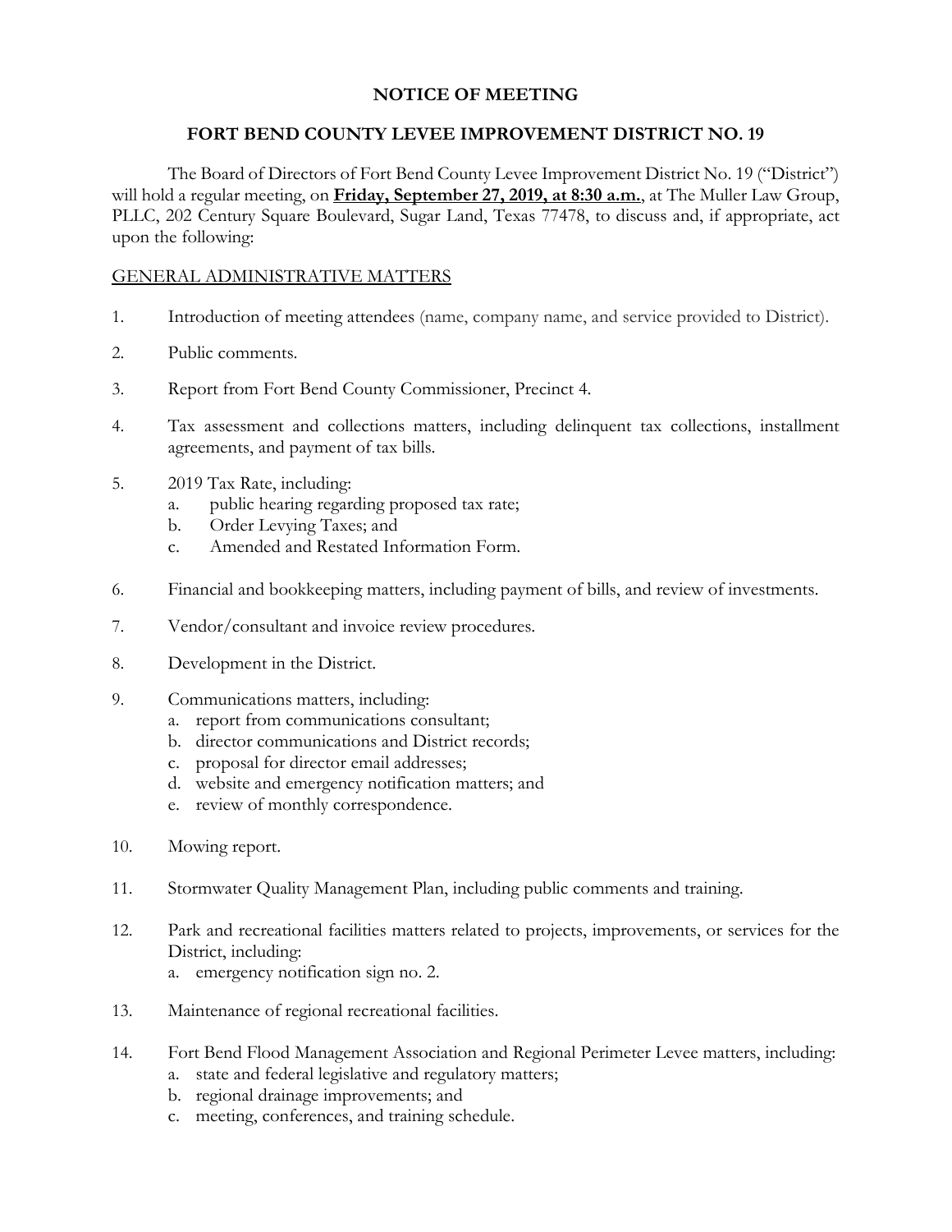# NOTICE OF MEETING

## FORT BEND COUNTY LEVEE IMPROVEMENT DISTRICT NO. 19

The Board of Directors of Fort Bend County Levee Improvement District No. 19 ("District") will hold a regular meeting, on **Friday, September 27, 2019, at 8:30 a.m.**, at The Muller Law Group, PLLC, 202 Century Square Boulevard, Sugar Land, Texas 77478, to discuss and, if appropriate, act upon the following:

GENERAL ADMINISTRATIVE MATTERS

1. Introduction of meeting attendees (name, company name, and service provided to District).
2. Public comments.
3. Report from Fort Bend County Commissioner, Precinct 4.
4. Tax assessment and collections matters, including delinquent tax collections, installment agreements, and payment of tax bills.
5. 2019 Tax Rate, including:
   a. public hearing regarding proposed tax rate;
   b. Order Levying Taxes; and
   c. Amended and Restated Information Form.
6. Financial and bookkeeping matters, including payment of bills, and review of investments.
7. Vendor/consultant and invoice review procedures.
8. Development in the District.
9. Communications matters, including:
   a. report from communications consultant;
   b. director communications and District records;
   c. proposal for director email addresses;
   d. website and emergency notification matters; and
   e. review of monthly correspondence.
10. Mowing report.
11. Stormwater Quality Management Plan, including public comments and training.
12. Park and recreational facilities matters related to projects, improvements, or services for the District, including:
    a. emergency notification sign no. 2.
13. Maintenance of regional recreational facilities.
14. Fort Bend Flood Management Association and Regional Perimeter Levee matters, including:
    a. state and federal legislative and regulatory matters;
    b. regional drainage improvements; and
    c. meeting, conferences, and training schedule.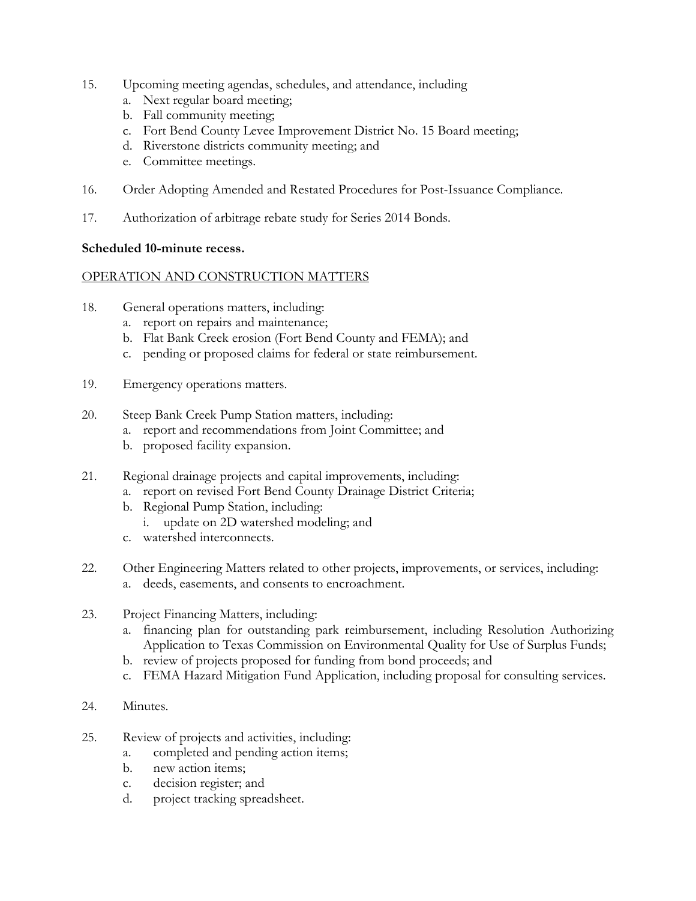15. Upcoming meeting agendas, schedules, and attendance, including
    a. Next regular board meeting;
    b. Fall community meeting;
    c. Fort Bend County Levee Improvement District No. 15 Board meeting;
    d. Riverstone districts community meeting; and
    e. Committee meetings.

16. Order Adopting Amended and Restated Procedures for Post-Issuance Compliance.

17. Authorization of arbitrage rebate study for Series 2014 Bonds.

**Scheduled 10-minute recess.**

<u>OPERATION AND CONSTRUCTION MATTERS</u>

18. General operations matters, including:
    a. report on repairs and maintenance;
    b. Flat Bank Creek erosion (Fort Bend County and FEMA); and
    c. pending or proposed claims for federal or state reimbursement.

19. Emergency operations matters.

20. Steep Bank Creek Pump Station matters, including:
    a. report and recommendations from Joint Committee; and
    b. proposed facility expansion.

21. Regional drainage projects and capital improvements, including:
    a. report on revised Fort Bend County Drainage District Criteria;
    b. Regional Pump Station, including:
        i. update on 2D watershed modeling; and
    c. watershed interconnects.

22. Other Engineering Matters related to other projects, improvements, or services, including:
    a. deeds, easements, and consents to encroachment.

23. Project Financing Matters, including:
    a. financing plan for outstanding park reimbursement, including Resolution Authorizing Application to Texas Commission on Environmental Quality for Use of Surplus Funds;
    b. review of projects proposed for funding from bond proceeds; and
    c. FEMA Hazard Mitigation Fund Application, including proposal for consulting services.

24. Minutes.

25. Review of projects and activities, including:
    a. completed and pending action items;
    b. new action items;
    c. decision register; and
    d. project tracking spreadsheet.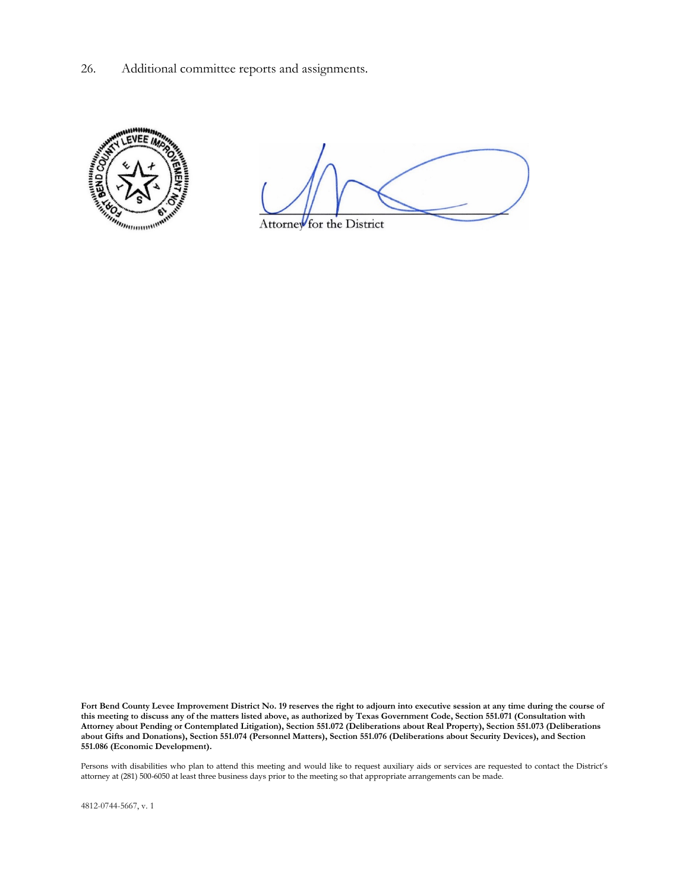26. Additional committee reports and assignments.

Attorney for the District

**Fort Bend County Levee Improvement District No. 19 reserves the right to adjourn into executive session at any time during the course of this meeting to discuss any of the matters listed above, as authorized by Texas Government Code, Section 551.071 (Consultation with Attorney about Pending or Contemplated Litigation), Section 551.072 (Deliberations about Real Property), Section 551.073 (Deliberations about Gifts and Donations), Section 551.074 (Personnel Matters), Section 551.076 (Deliberations about Security Devices), and Section 551.086 (Economic Development).**

Persons with disabilities who plan to attend this meeting and would like to request auxiliary aids or services are requested to contact the District's attorney at (281) 500-6050 at least three business days prior to the meeting so that appropriate arrangements can be made.

4812-0744-5667, v. 1